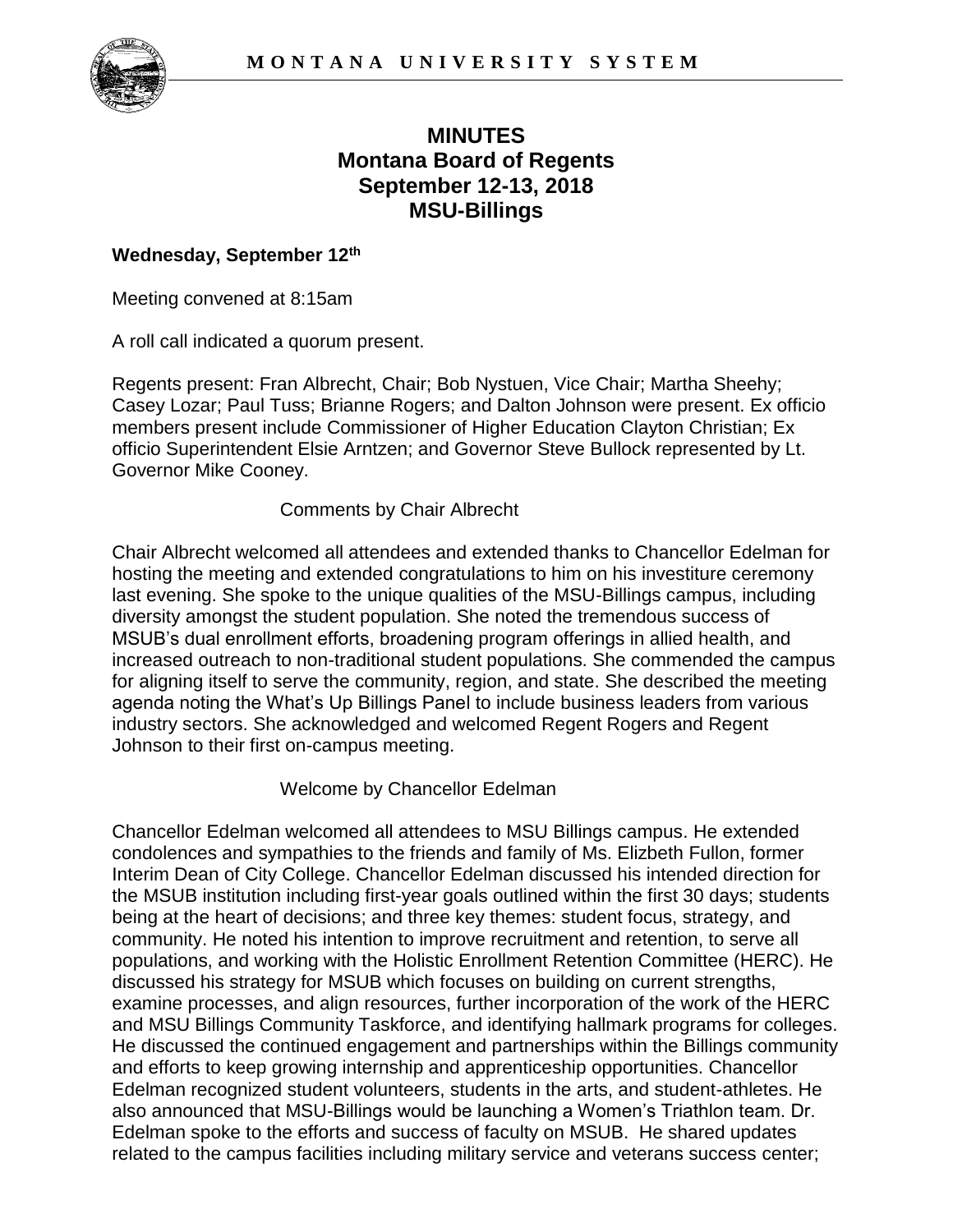# MINUTES
# Montana Board of Regents
# September 12-13, 2018
# MSU-Billings

**Wednesday, September 12th**

Meeting convened at 8:15am

A roll call indicated a quorum present.

Regents present: Fran Albrecht, Chair; Bob Nystuen, Vice Chair; Martha Sheehy; Casey Lozar; Paul Tuss; Brianne Rogers; and Dalton Johnson were present. Ex officio members present include Commissioner of Higher Education Clayton Christian; Ex officio Superintendent Elsie Arntzen; and Governor Steve Bullock represented by Lt. Governor Mike Cooney.

Comments by Chair Albrecht

Chair Albrecht welcomed all attendees and extended thanks to Chancellor Edelman for hosting the meeting and extended congratulations to him on his investiture ceremony last evening. She spoke to the unique qualities of the MSU-Billings campus, including diversity amongst the student population. She noted the tremendous success of MSUB's dual enrollment efforts, broadening program offerings in allied health, and increased outreach to non-traditional student populations. She commended the campus for aligning itself to serve the community, region, and state. She described the meeting agenda noting the What's Up Billings Panel to include business leaders from various industry sectors. She acknowledged and welcomed Regent Rogers and Regent Johnson to their first on-campus meeting.

Welcome by Chancellor Edelman

Chancellor Edelman welcomed all attendees to MSU Billings campus. He extended condolences and sympathies to the friends and family of Ms. Elizbeth Fullon, former Interim Dean of City College. Chancellor Edelman discussed his intended direction for the MSUB institution including first-year goals outlined within the first 30 days; students being at the heart of decisions; and three key themes: student focus, strategy, and community. He noted his intention to improve recruitment and retention, to serve all populations, and working with the Holistic Enrollment Retention Committee (HERC). He discussed his strategy for MSUB which focuses on building on current strengths, examine processes, and align resources, further incorporation of the work of the HERC and MSU Billings Community Taskforce, and identifying hallmark programs for colleges. He discussed the continued engagement and partnerships within the Billings community and efforts to keep growing internship and apprenticeship opportunities. Chancellor Edelman recognized student volunteers, students in the arts, and student-athletes. He also announced that MSU-Billings would be launching a Women's Triathlon team. Dr. Edelman spoke to the efforts and success of faculty on MSUB. He shared updates related to the campus facilities including military service and veterans success center;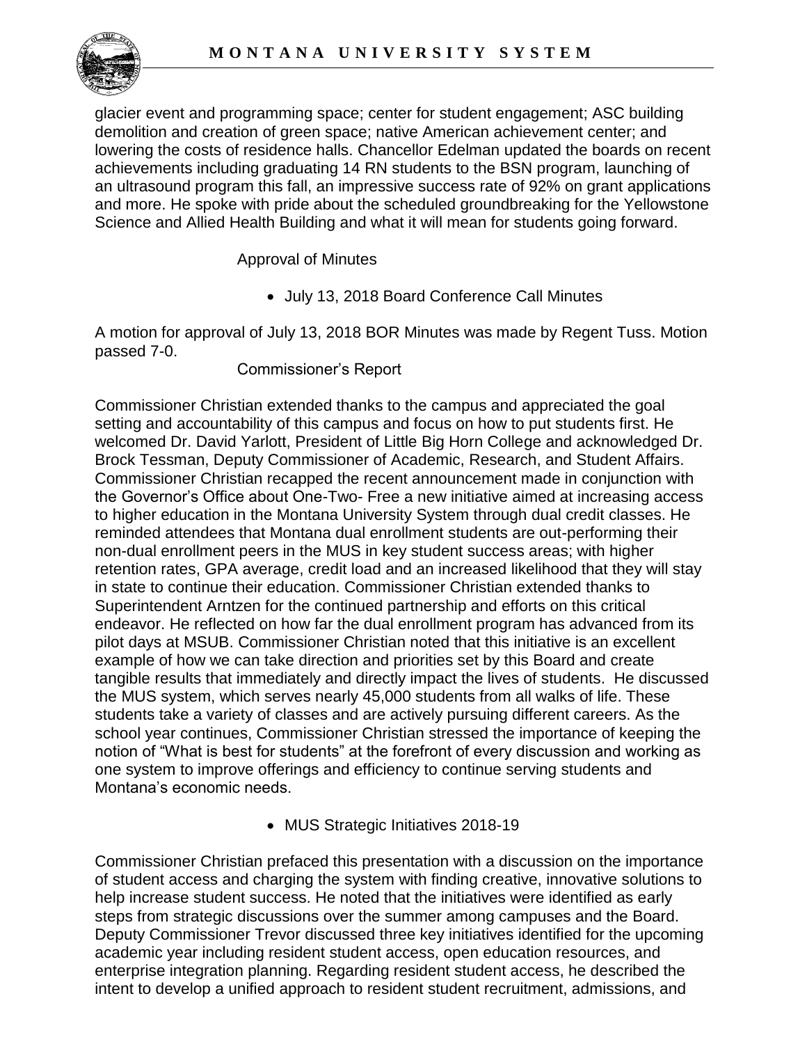glacier event and programming space; center for student engagement; ASC building demolition and creation of green space; native American achievement center; and lowering the costs of residence halls. Chancellor Edelman updated the boards on recent achievements including graduating 14 RN students to the BSN program, launching of an ultrasound program this fall, an impressive success rate of 92% on grant applications and more. He spoke with pride about the scheduled groundbreaking for the Yellowstone Science and Allied Health Building and what it will mean for students going forward.

Approval of Minutes

- July 13, 2018 Board Conference Call Minutes

A motion for approval of July 13, 2018 BOR Minutes was made by Regent Tuss. Motion passed 7-0.

Commissioner's Report

Commissioner Christian extended thanks to the campus and appreciated the goal setting and accountability of this campus and focus on how to put students first. He welcomed Dr. David Yarlott, President of Little Big Horn College and acknowledged Dr. Brock Tessman, Deputy Commissioner of Academic, Research, and Student Affairs. Commissioner Christian recapped the recent announcement made in conjunction with the Governor's Office about One-Two- Free a new initiative aimed at increasing access to higher education in the Montana University System through dual credit classes. He reminded attendees that Montana dual enrollment students are out-performing their non-dual enrollment peers in the MUS in key student success areas; with higher retention rates, GPA average, credit load and an increased likelihood that they will stay in state to continue their education. Commissioner Christian extended thanks to Superintendent Arntzen for the continued partnership and efforts on this critical endeavor. He reflected on how far the dual enrollment program has advanced from its pilot days at MSUB. Commissioner Christian noted that this initiative is an excellent example of how we can take direction and priorities set by this Board and create tangible results that immediately and directly impact the lives of students. He discussed the MUS system, which serves nearly 45,000 students from all walks of life. These students take a variety of classes and are actively pursuing different careers. As the school year continues, Commissioner Christian stressed the importance of keeping the notion of "What is best for students" at the forefront of every discussion and working as one system to improve offerings and efficiency to continue serving students and Montana's economic needs.

- MUS Strategic Initiatives 2018-19

Commissioner Christian prefaced this presentation with a discussion on the importance of student access and charging the system with finding creative, innovative solutions to help increase student success. He noted that the initiatives were identified as early steps from strategic discussions over the summer among campuses and the Board. Deputy Commissioner Trevor discussed three key initiatives identified for the upcoming academic year including resident student access, open education resources, and enterprise integration planning. Regarding resident student access, he described the intent to develop a unified approach to resident student recruitment, admissions, and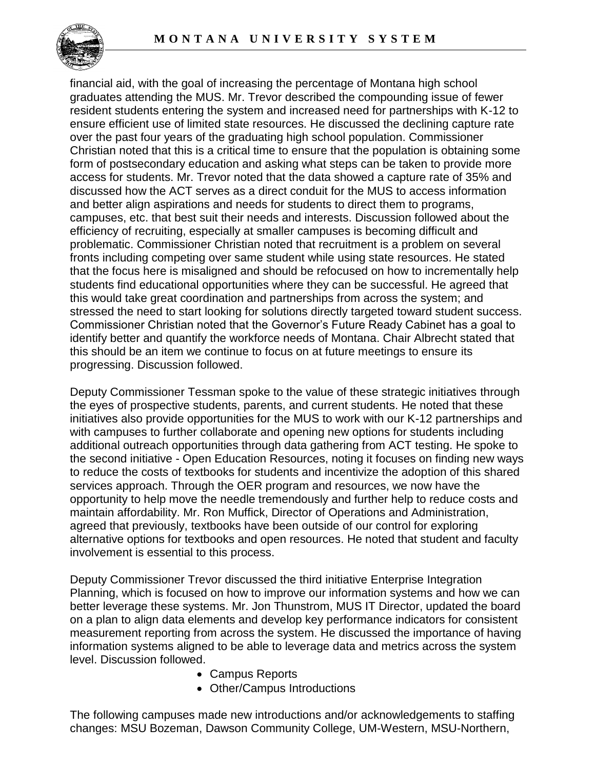financial aid, with the goal of increasing the percentage of Montana high school graduates attending the MUS. Mr. Trevor described the compounding issue of fewer resident students entering the system and increased need for partnerships with K-12 to ensure efficient use of limited state resources. He discussed the declining capture rate over the past four years of the graduating high school population. Commissioner Christian noted that this is a critical time to ensure that the population is obtaining some form of postsecondary education and asking what steps can be taken to provide more access for students. Mr. Trevor noted that the data showed a capture rate of 35% and discussed how the ACT serves as a direct conduit for the MUS to access information and better align aspirations and needs for students to direct them to programs, campuses, etc. that best suit their needs and interests. Discussion followed about the efficiency of recruiting, especially at smaller campuses is becoming difficult and problematic. Commissioner Christian noted that recruitment is a problem on several fronts including competing over same student while using state resources. He stated that the focus here is misaligned and should be refocused on how to incrementally help students find educational opportunities where they can be successful. He agreed that this would take great coordination and partnerships from across the system; and stressed the need to start looking for solutions directly targeted toward student success. Commissioner Christian noted that the Governor's Future Ready Cabinet has a goal to identify better and quantify the workforce needs of Montana. Chair Albrecht stated that this should be an item we continue to focus on at future meetings to ensure its progressing. Discussion followed.

Deputy Commissioner Tessman spoke to the value of these strategic initiatives through the eyes of prospective students, parents, and current students. He noted that these initiatives also provide opportunities for the MUS to work with our K-12 partnerships and with campuses to further collaborate and opening new options for students including additional outreach opportunities through data gathering from ACT testing. He spoke to the second initiative - Open Education Resources, noting it focuses on finding new ways to reduce the costs of textbooks for students and incentivize the adoption of this shared services approach. Through the OER program and resources, we now have the opportunity to help move the needle tremendously and further help to reduce costs and maintain affordability. Mr. Ron Muffick, Director of Operations and Administration, agreed that previously, textbooks have been outside of our control for exploring alternative options for textbooks and open resources. He noted that student and faculty involvement is essential to this process.

Deputy Commissioner Trevor discussed the third initiative Enterprise Integration Planning, which is focused on how to improve our information systems and how we can better leverage these systems. Mr. Jon Thunstrom, MUS IT Director, updated the board on a plan to align data elements and develop key performance indicators for consistent measurement reporting from across the system. He discussed the importance of having information systems aligned to be able to leverage data and metrics across the system level. Discussion followed.

- Campus Reports
- Other/Campus Introductions

The following campuses made new introductions and/or acknowledgements to staffing changes: MSU Bozeman, Dawson Community College, UM-Western, MSU-Northern,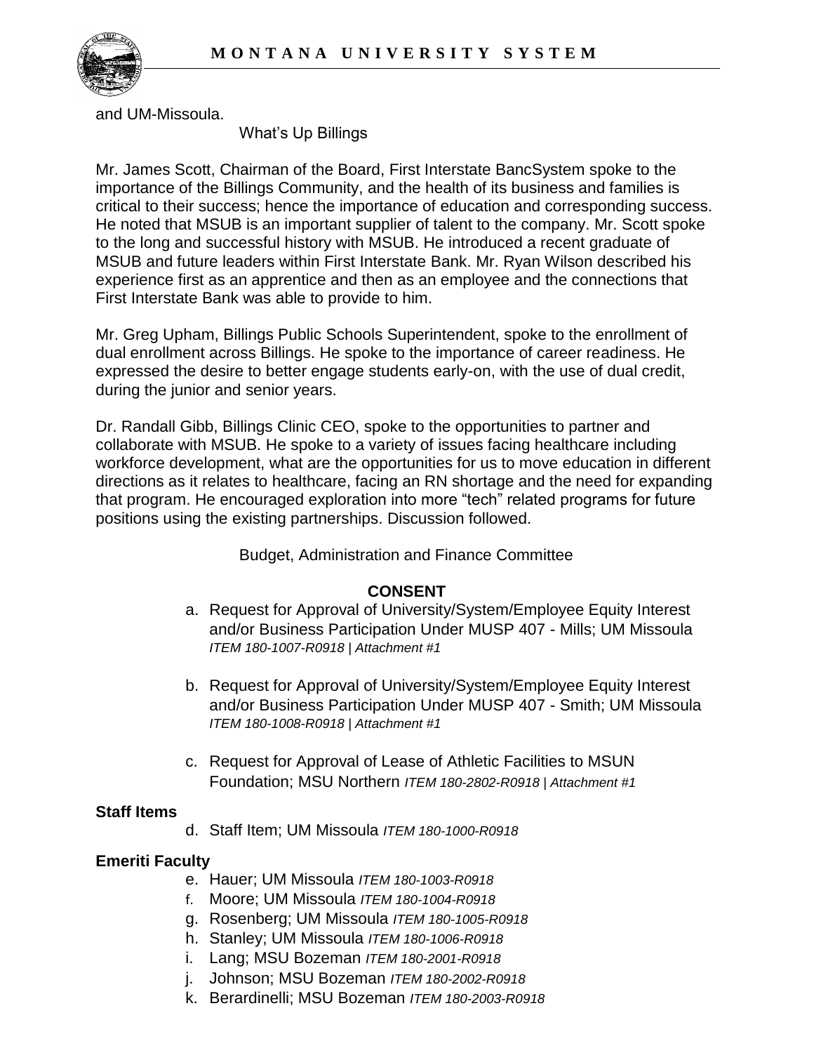and UM-Missoula.

What's Up Billings

Mr. James Scott, Chairman of the Board, First Interstate BancSystem spoke to the importance of the Billings Community, and the health of its business and families is critical to their success; hence the importance of education and corresponding success. He noted that MSUB is an important supplier of talent to the company. Mr. Scott spoke to the long and successful history with MSUB. He introduced a recent graduate of MSUB and future leaders within First Interstate Bank. Mr. Ryan Wilson described his experience first as an apprentice and then as an employee and the connections that First Interstate Bank was able to provide to him.

Mr. Greg Upham, Billings Public Schools Superintendent, spoke to the enrollment of dual enrollment across Billings. He spoke to the importance of career readiness. He expressed the desire to better engage students early-on, with the use of dual credit, during the junior and senior years.

Dr. Randall Gibb, Billings Clinic CEO, spoke to the opportunities to partner and collaborate with MSUB. He spoke to a variety of issues facing healthcare including workforce development, what are the opportunities for us to move education in different directions as it relates to healthcare, facing an RN shortage and the need for expanding that program. He encouraged exploration into more "tech" related programs for future positions using the existing partnerships. Discussion followed.

Budget, Administration and Finance Committee

**CONSENT**

a. Request for Approval of University/System/Employee Equity Interest and/or Business Participation Under MUSP 407 - Mills; UM Missoula *ITEM 180-1007-R0918 | Attachment #1*

b. Request for Approval of University/System/Employee Equity Interest and/or Business Participation Under MUSP 407 - Smith; UM Missoula *ITEM 180-1008-R0918 | Attachment #1*

c. Request for Approval of Lease of Athletic Facilities to MSUN Foundation; MSU Northern *ITEM 180-2802-R0918 | Attachment #1*

**Staff Items**

d. Staff Item; UM Missoula *ITEM 180-1000-R0918*

**Emeriti Faculty**

e. Hauer; UM Missoula *ITEM 180-1003-R0918*
f. Moore; UM Missoula *ITEM 180-1004-R0918*
g. Rosenberg; UM Missoula *ITEM 180-1005-R0918*
h. Stanley; UM Missoula *ITEM 180-1006-R0918*
i. Lang; MSU Bozeman *ITEM 180-2001-R0918*
j. Johnson; MSU Bozeman *ITEM 180-2002-R0918*
k. Berardinelli; MSU Bozeman *ITEM 180-2003-R0918*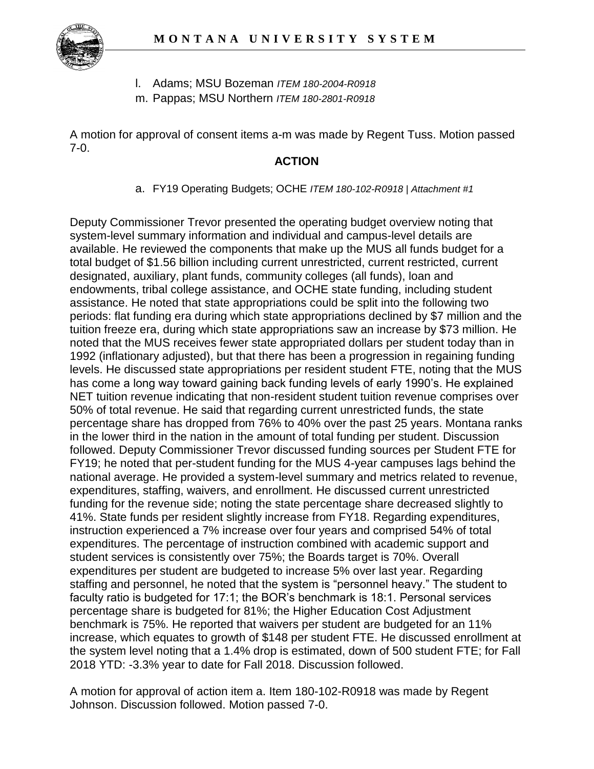l. Adams; MSU Bozeman *ITEM 180-2004-R0918*
m. Pappas; MSU Northern *ITEM 180-2801-R0918*

A motion for approval of consent items a-m was made by Regent Tuss. Motion passed 7-0.

**ACTION**

a. FY19 Operating Budgets; OCHE *ITEM 180-102-R0918 | Attachment #1*

Deputy Commissioner Trevor presented the operating budget overview noting that system-level summary information and individual and campus-level details are available. He reviewed the components that make up the MUS all funds budget for a total budget of $1.56 billion including current unrestricted, current restricted, current designated, auxiliary, plant funds, community colleges (all funds), loan and endowments, tribal college assistance, and OCHE state funding, including student assistance. He noted that state appropriations could be split into the following two periods: flat funding era during which state appropriations declined by $7 million and the tuition freeze era, during which state appropriations saw an increase by $73 million. He noted that the MUS receives fewer state appropriated dollars per student today than in 1992 (inflationary adjusted), but that there has been a progression in regaining funding levels. He discussed state appropriations per resident student FTE, noting that the MUS has come a long way toward gaining back funding levels of early 1990's. He explained NET tuition revenue indicating that non-resident student tuition revenue comprises over 50% of total revenue. He said that regarding current unrestricted funds, the state percentage share has dropped from 76% to 40% over the past 25 years. Montana ranks in the lower third in the nation in the amount of total funding per student. Discussion followed. Deputy Commissioner Trevor discussed funding sources per Student FTE for FY19; he noted that per-student funding for the MUS 4-year campuses lags behind the national average. He provided a system-level summary and metrics related to revenue, expenditures, staffing, waivers, and enrollment. He discussed current unrestricted funding for the revenue side; noting the state percentage share decreased slightly to 41%. State funds per resident slightly increase from FY18. Regarding expenditures, instruction experienced a 7% increase over four years and comprised 54% of total expenditures. The percentage of instruction combined with academic support and student services is consistently over 75%; the Boards target is 70%. Overall expenditures per student are budgeted to increase 5% over last year. Regarding staffing and personnel, he noted that the system is "personnel heavy." The student to faculty ratio is budgeted for 17:1; the BOR's benchmark is 18:1. Personal services percentage share is budgeted for 81%; the Higher Education Cost Adjustment benchmark is 75%. He reported that waivers per student are budgeted for an 11% increase, which equates to growth of $148 per student FTE. He discussed enrollment at the system level noting that a 1.4% drop is estimated, down of 500 student FTE; for Fall 2018 YTD: -3.3% year to date for Fall 2018. Discussion followed.

A motion for approval of action item a. Item 180-102-R0918 was made by Regent Johnson. Discussion followed. Motion passed 7-0.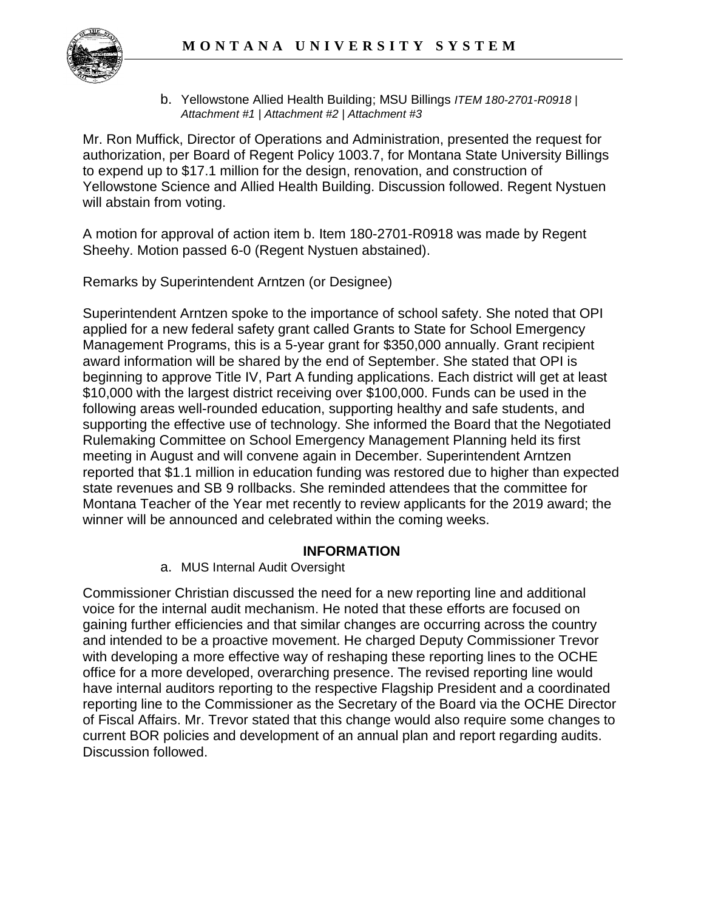b. Yellowstone Allied Health Building; MSU Billings *ITEM 180-2701-R0918 | Attachment #1 | Attachment #2 | Attachment #3*

Mr. Ron Muffick, Director of Operations and Administration, presented the request for authorization, per Board of Regent Policy 1003.7, for Montana State University Billings to expend up to $17.1 million for the design, renovation, and construction of Yellowstone Science and Allied Health Building. Discussion followed. Regent Nystuen will abstain from voting.

A motion for approval of action item b. Item 180-2701-R0918 was made by Regent Sheehy. Motion passed 6-0 (Regent Nystuen abstained).

Remarks by Superintendent Arntzen (or Designee)

Superintendent Arntzen spoke to the importance of school safety. She noted that OPI applied for a new federal safety grant called Grants to State for School Emergency Management Programs, this is a 5-year grant for $350,000 annually. Grant recipient award information will be shared by the end of September. She stated that OPI is beginning to approve Title IV, Part A funding applications. Each district will get at least $10,000 with the largest district receiving over $100,000. Funds can be used in the following areas well-rounded education, supporting healthy and safe students, and supporting the effective use of technology. She informed the Board that the Negotiated Rulemaking Committee on School Emergency Management Planning held its first meeting in August and will convene again in December. Superintendent Arntzen reported that $1.1 million in education funding was restored due to higher than expected state revenues and SB 9 rollbacks. She reminded attendees that the committee for Montana Teacher of the Year met recently to review applicants for the 2019 award; the winner will be announced and celebrated within the coming weeks.

## INFORMATION

a. MUS Internal Audit Oversight

Commissioner Christian discussed the need for a new reporting line and additional voice for the internal audit mechanism. He noted that these efforts are focused on gaining further efficiencies and that similar changes are occurring across the country and intended to be a proactive movement. He charged Deputy Commissioner Trevor with developing a more effective way of reshaping these reporting lines to the OCHE office for a more developed, overarching presence. The revised reporting line would have internal auditors reporting to the respective Flagship President and a coordinated reporting line to the Commissioner as the Secretary of the Board via the OCHE Director of Fiscal Affairs. Mr. Trevor stated that this change would also require some changes to current BOR policies and development of an annual plan and report regarding audits. Discussion followed.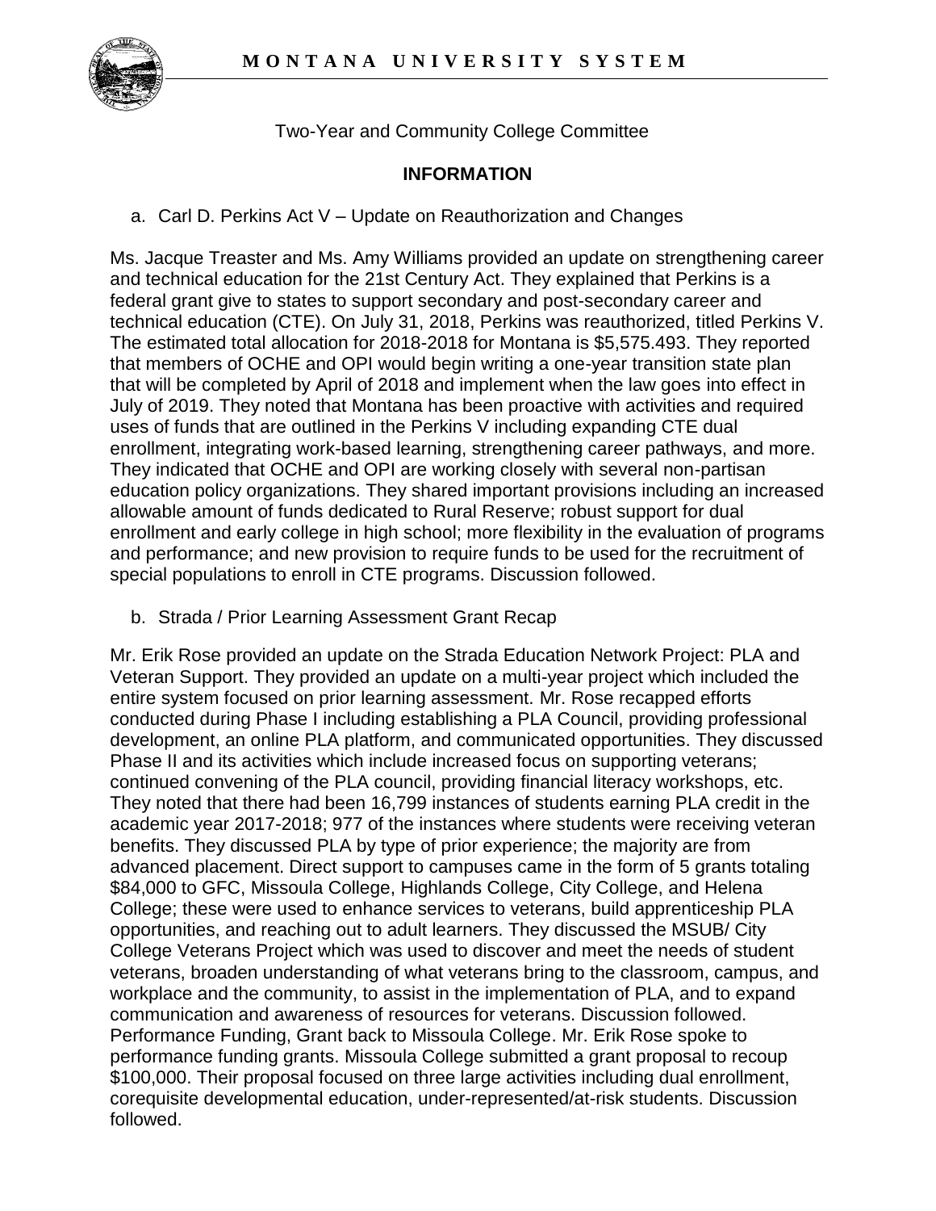Two-Year and Community College Committee

**INFORMATION**

a. Carl D. Perkins Act V – Update on Reauthorization and Changes

Ms. Jacque Treaster and Ms. Amy Williams provided an update on strengthening career and technical education for the 21st Century Act. They explained that Perkins is a federal grant give to states to support secondary and post-secondary career and technical education (CTE). On July 31, 2018, Perkins was reauthorized, titled Perkins V. The estimated total allocation for 2018-2018 for Montana is $5,575.493. They reported that members of OCHE and OPI would begin writing a one-year transition state plan that will be completed by April of 2018 and implement when the law goes into effect in July of 2019. They noted that Montana has been proactive with activities and required uses of funds that are outlined in the Perkins V including expanding CTE dual enrollment, integrating work-based learning, strengthening career pathways, and more. They indicated that OCHE and OPI are working closely with several non-partisan education policy organizations. They shared important provisions including an increased allowable amount of funds dedicated to Rural Reserve; robust support for dual enrollment and early college in high school; more flexibility in the evaluation of programs and performance; and new provision to require funds to be used for the recruitment of special populations to enroll in CTE programs. Discussion followed.

b. Strada / Prior Learning Assessment Grant Recap

Mr. Erik Rose provided an update on the Strada Education Network Project: PLA and Veteran Support. They provided an update on a multi-year project which included the entire system focused on prior learning assessment. Mr. Rose recapped efforts conducted during Phase I including establishing a PLA Council, providing professional development, an online PLA platform, and communicated opportunities. They discussed Phase II and its activities which include increased focus on supporting veterans; continued convening of the PLA council, providing financial literacy workshops, etc. They noted that there had been 16,799 instances of students earning PLA credit in the academic year 2017-2018; 977 of the instances where students were receiving veteran benefits. They discussed PLA by type of prior experience; the majority are from advanced placement. Direct support to campuses came in the form of 5 grants totaling $84,000 to GFC, Missoula College, Highlands College, City College, and Helena College; these were used to enhance services to veterans, build apprenticeship PLA opportunities, and reaching out to adult learners. They discussed the MSUB/ City College Veterans Project which was used to discover and meet the needs of student veterans, broaden understanding of what veterans bring to the classroom, campus, and workplace and the community, to assist in the implementation of PLA, and to expand communication and awareness of resources for veterans. Discussion followed. Performance Funding, Grant back to Missoula College. Mr. Erik Rose spoke to performance funding grants. Missoula College submitted a grant proposal to recoup $100,000. Their proposal focused on three large activities including dual enrollment, corequisite developmental education, under-represented/at-risk students. Discussion followed.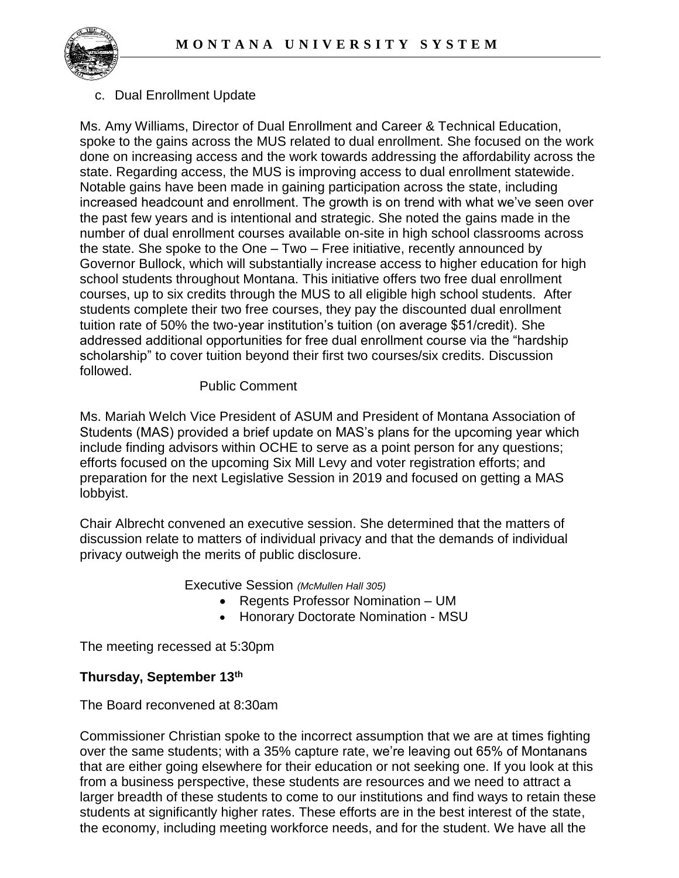c. Dual Enrollment Update

Ms. Amy Williams, Director of Dual Enrollment and Career & Technical Education, spoke to the gains across the MUS related to dual enrollment. She focused on the work done on increasing access and the work towards addressing the affordability across the state. Regarding access, the MUS is improving access to dual enrollment statewide. Notable gains have been made in gaining participation across the state, including increased headcount and enrollment. The growth is on trend with what we've seen over the past few years and is intentional and strategic. She noted the gains made in the number of dual enrollment courses available on-site in high school classrooms across the state. She spoke to the One – Two – Free initiative, recently announced by Governor Bullock, which will substantially increase access to higher education for high school students throughout Montana. This initiative offers two free dual enrollment courses, up to six credits through the MUS to all eligible high school students. After students complete their two free courses, they pay the discounted dual enrollment tuition rate of 50% the two-year institution's tuition (on average $51/credit). She addressed additional opportunities for free dual enrollment course via the "hardship scholarship" to cover tuition beyond their first two courses/six credits. Discussion followed.

Public Comment

Ms. Mariah Welch Vice President of ASUM and President of Montana Association of Students (MAS) provided a brief update on MAS's plans for the upcoming year which include finding advisors within OCHE to serve as a point person for any questions; efforts focused on the upcoming Six Mill Levy and voter registration efforts; and preparation for the next Legislative Session in 2019 and focused on getting a MAS lobbyist.

Chair Albrecht convened an executive session. She determined that the matters of discussion relate to matters of individual privacy and that the demands of individual privacy outweigh the merits of public disclosure.

Executive Session *(McMullen Hall 305)*

- Regents Professor Nomination – UM
- Honorary Doctorate Nomination - MSU

The meeting recessed at 5:30pm

**Thursday, September 13th**

The Board reconvened at 8:30am

Commissioner Christian spoke to the incorrect assumption that we are at times fighting over the same students; with a 35% capture rate, we're leaving out 65% of Montanans that are either going elsewhere for their education or not seeking one. If you look at this from a business perspective, these students are resources and we need to attract a larger breadth of these students to come to our institutions and find ways to retain these students at significantly higher rates. These efforts are in the best interest of the state, the economy, including meeting workforce needs, and for the student. We have all the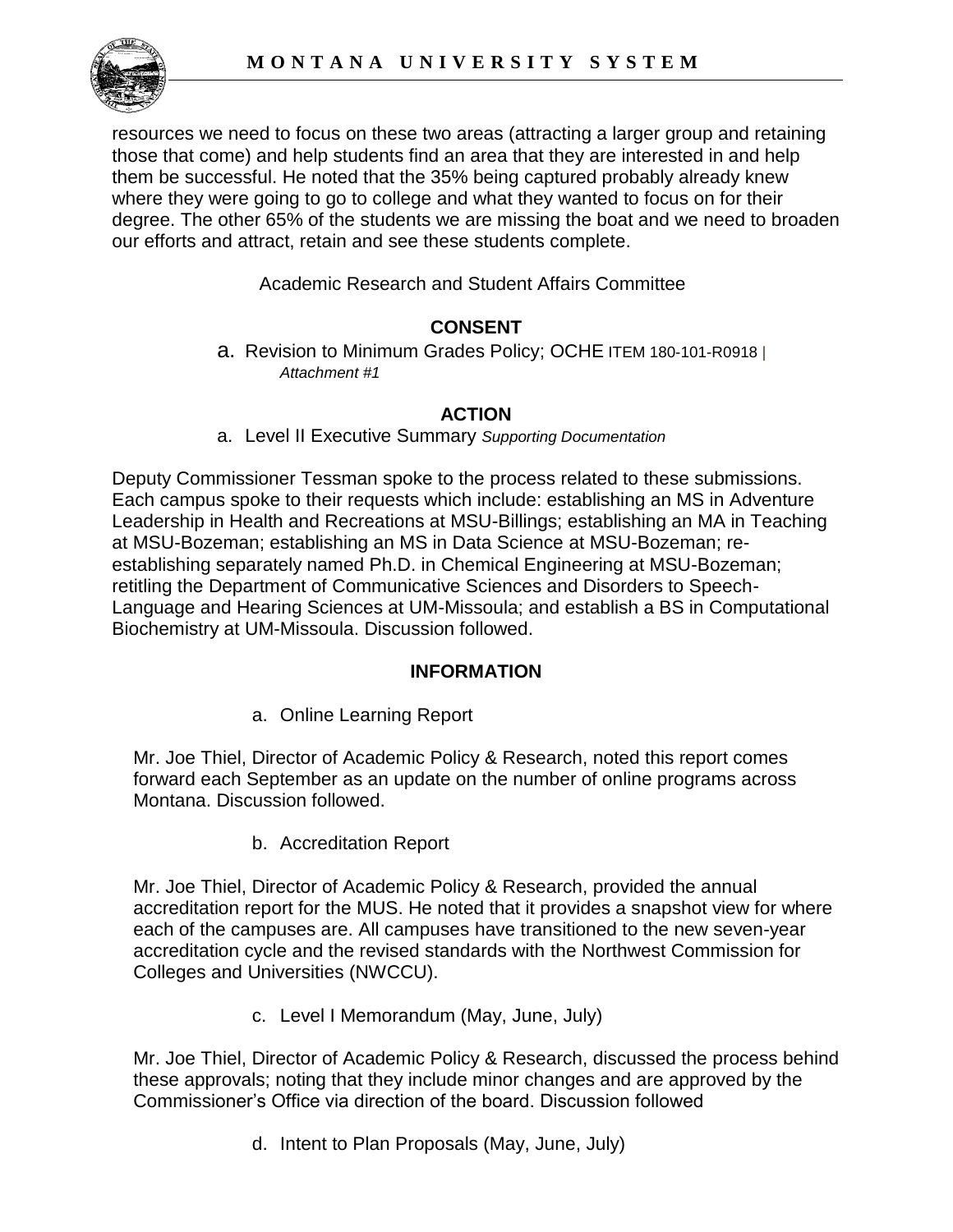resources we need to focus on these two areas (attracting a larger group and retaining those that come) and help students find an area that they are interested in and help them be successful. He noted that the 35% being captured probably already knew where they were going to go to college and what they wanted to focus on for their degree. The other 65% of the students we are missing the boat and we need to broaden our efforts and attract, retain and see these students complete.

Academic Research and Student Affairs Committee

**CONSENT**

a. Revision to Minimum Grades Policy; OCHE ITEM 180-101-R0918 | *Attachment #1*

**ACTION**

a. Level II Executive Summary *Supporting Documentation*

Deputy Commissioner Tessman spoke to the process related to these submissions. Each campus spoke to their requests which include: establishing an MS in Adventure Leadership in Health and Recreations at MSU-Billings; establishing an MA in Teaching at MSU-Bozeman; establishing an MS in Data Science at MSU-Bozeman; re-establishing separately named Ph.D. in Chemical Engineering at MSU-Bozeman; retitling the Department of Communicative Sciences and Disorders to Speech-Language and Hearing Sciences at UM-Missoula; and establish a BS in Computational Biochemistry at UM-Missoula. Discussion followed.

**INFORMATION**

a. Online Learning Report

Mr. Joe Thiel, Director of Academic Policy & Research, noted this report comes forward each September as an update on the number of online programs across Montana. Discussion followed.

b. Accreditation Report

Mr. Joe Thiel, Director of Academic Policy & Research, provided the annual accreditation report for the MUS. He noted that it provides a snapshot view for where each of the campuses are. All campuses have transitioned to the new seven-year accreditation cycle and the revised standards with the Northwest Commission for Colleges and Universities (NWCCU).

c. Level I Memorandum (May, June, July)

Mr. Joe Thiel, Director of Academic Policy & Research, discussed the process behind these approvals; noting that they include minor changes and are approved by the Commissioner's Office via direction of the board. Discussion followed

d. Intent to Plan Proposals (May, June, July)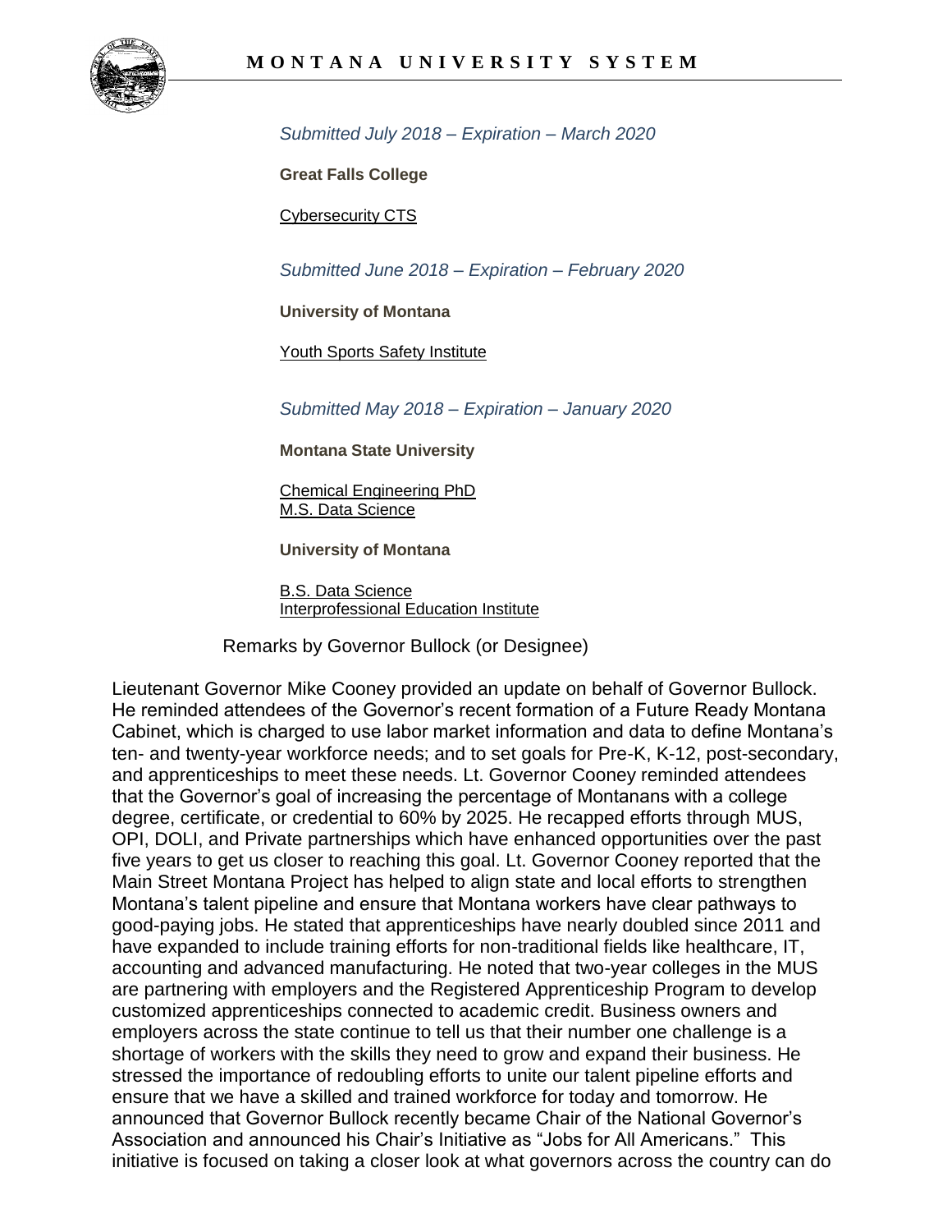*Submitted July 2018 – Expiration – March 2020*

**Great Falls College**

Cybersecurity CTS

*Submitted June 2018 – Expiration – February 2020*

**University of Montana**

Youth Sports Safety Institute

*Submitted May 2018 – Expiration – January 2020*

**Montana State University**

Chemical Engineering PhD
M.S. Data Science

**University of Montana**

B.S. Data Science
Interprofessional Education Institute

Remarks by Governor Bullock (or Designee)

Lieutenant Governor Mike Cooney provided an update on behalf of Governor Bullock. He reminded attendees of the Governor's recent formation of a Future Ready Montana Cabinet, which is charged to use labor market information and data to define Montana's ten- and twenty-year workforce needs; and to set goals for Pre-K, K-12, post-secondary, and apprenticeships to meet these needs. Lt. Governor Cooney reminded attendees that the Governor's goal of increasing the percentage of Montanans with a college degree, certificate, or credential to 60% by 2025. He recapped efforts through MUS, OPI, DOLI, and Private partnerships which have enhanced opportunities over the past five years to get us closer to reaching this goal. Lt. Governor Cooney reported that the Main Street Montana Project has helped to align state and local efforts to strengthen Montana's talent pipeline and ensure that Montana workers have clear pathways to good-paying jobs. He stated that apprenticeships have nearly doubled since 2011 and have expanded to include training efforts for non-traditional fields like healthcare, IT, accounting and advanced manufacturing. He noted that two-year colleges in the MUS are partnering with employers and the Registered Apprenticeship Program to develop customized apprenticeships connected to academic credit. Business owners and employers across the state continue to tell us that their number one challenge is a shortage of workers with the skills they need to grow and expand their business. He stressed the importance of redoubling efforts to unite our talent pipeline efforts and ensure that we have a skilled and trained workforce for today and tomorrow. He announced that Governor Bullock recently became Chair of the National Governor's Association and announced his Chair's Initiative as "Jobs for All Americans." This initiative is focused on taking a closer look at what governors across the country can do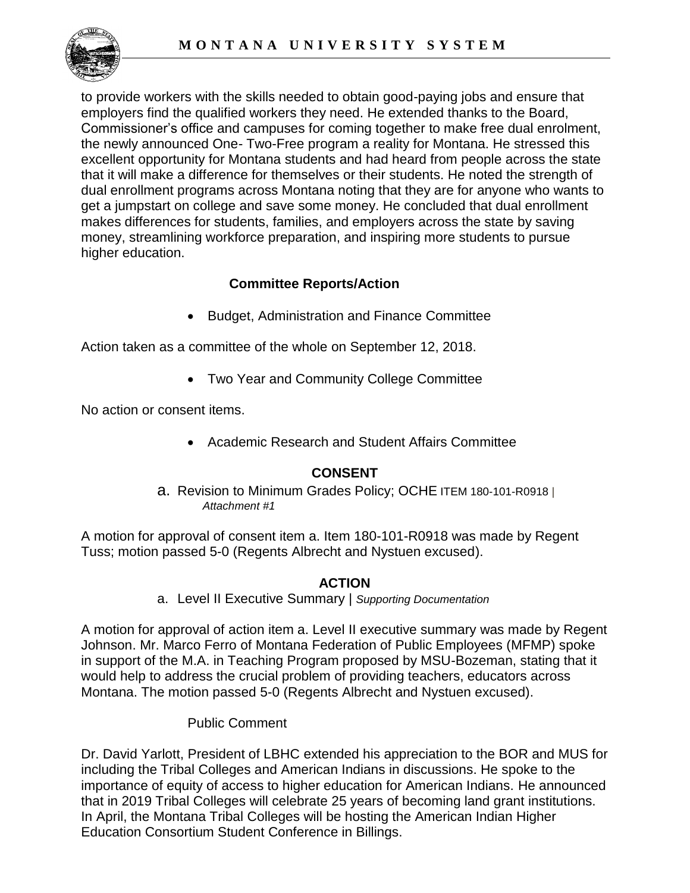to provide workers with the skills needed to obtain good-paying jobs and ensure that employers find the qualified workers they need. He extended thanks to the Board, Commissioner's office and campuses for coming together to make free dual enrolment, the newly announced One- Two-Free program a reality for Montana. He stressed this excellent opportunity for Montana students and had heard from people across the state that it will make a difference for themselves or their students. He noted the strength of dual enrollment programs across Montana noting that they are for anyone who wants to get a jumpstart on college and save some money. He concluded that dual enrollment makes differences for students, families, and employers across the state by saving money, streamlining workforce preparation, and inspiring more students to pursue higher education.

## Committee Reports/Action

- Budget, Administration and Finance Committee

Action taken as a committee of the whole on September 12, 2018.

- Two Year and Community College Committee

No action or consent items.

- Academic Research and Student Affairs Committee

### CONSENT

a. Revision to Minimum Grades Policy; OCHE ITEM 180-101-R0918 | *Attachment #1*

A motion for approval of consent item a. Item 180-101-R0918 was made by Regent Tuss; motion passed 5-0 (Regents Albrecht and Nystuen excused).

### ACTION

a. Level II Executive Summary | *Supporting Documentation*

A motion for approval of action item a. Level II executive summary was made by Regent Johnson. Mr. Marco Ferro of Montana Federation of Public Employees (MFMP) spoke in support of the M.A. in Teaching Program proposed by MSU-Bozeman, stating that it would help to address the crucial problem of providing teachers, educators across Montana. The motion passed 5-0 (Regents Albrecht and Nystuen excused).

Public Comment

Dr. David Yarlott, President of LBHC extended his appreciation to the BOR and MUS for including the Tribal Colleges and American Indians in discussions. He spoke to the importance of equity of access to higher education for American Indians. He announced that in 2019 Tribal Colleges will celebrate 25 years of becoming land grant institutions. In April, the Montana Tribal Colleges will be hosting the American Indian Higher Education Consortium Student Conference in Billings.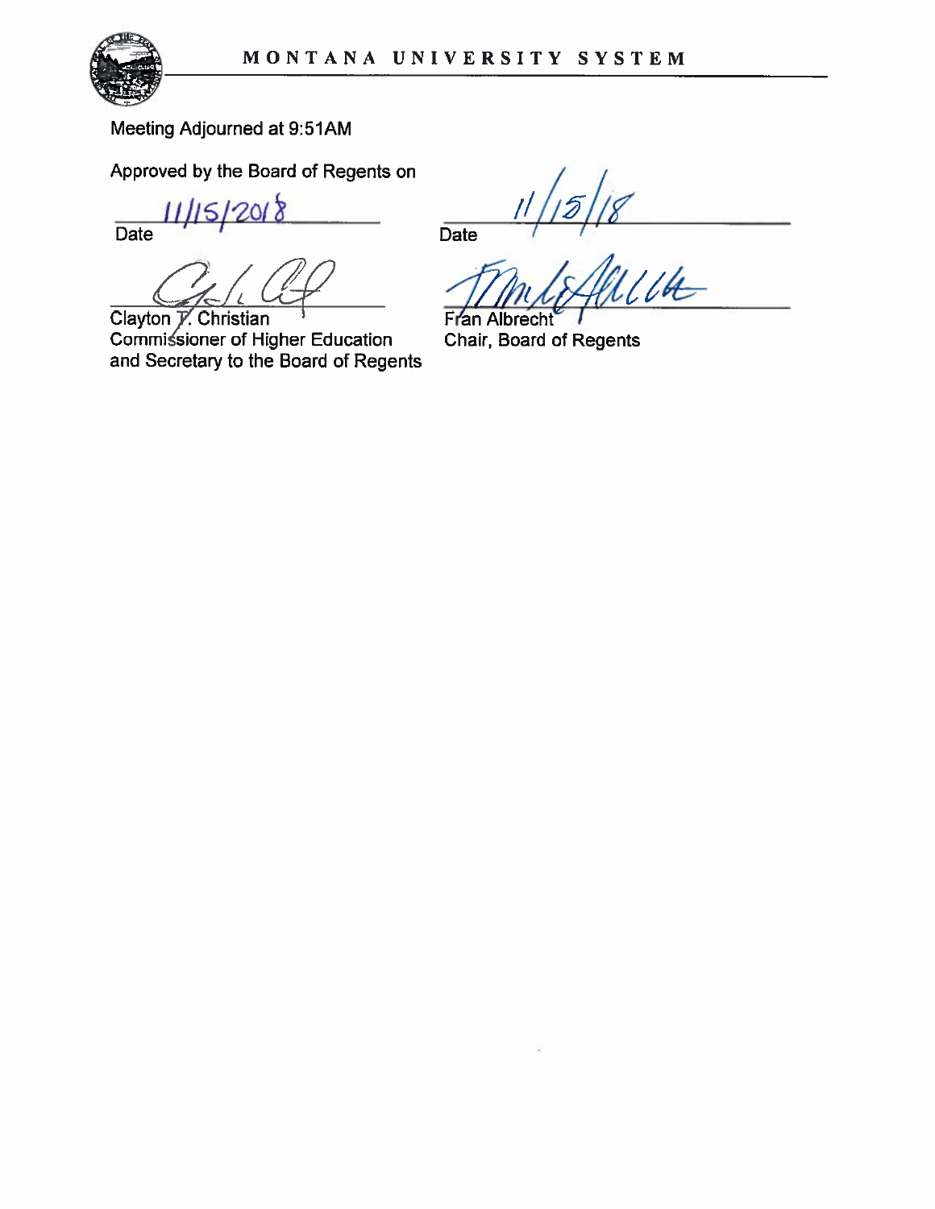Meeting Adjourned at 9:51AM

Approved by the Board of Regents on

| | |
|---|---|
| 11/15/2018 | 11/15/18 |
| Date | Date |
| Clayton T. Christian | Fran Albrecht |
| Commissioner of Higher Education and Secretary to the Board of Regents | Chair, Board of Regents |